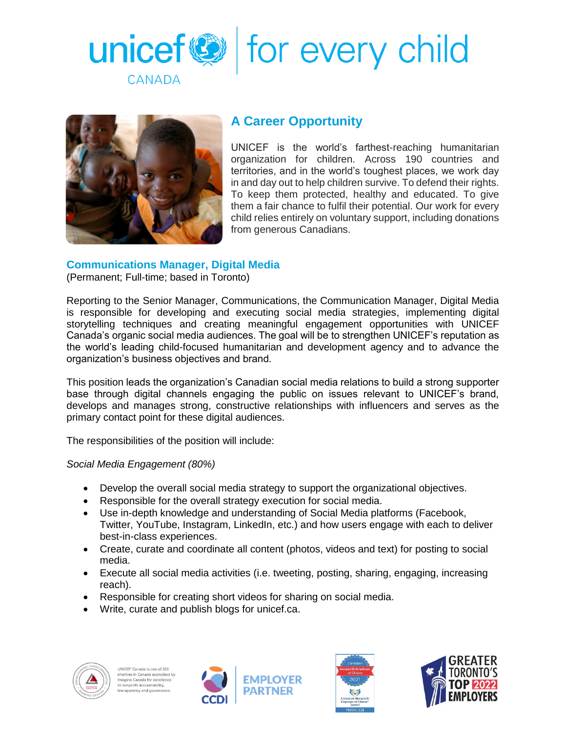unicef CANADA | for every child

## A Career Opportunity

UNICEF is the world's farthest-reaching humanitarian organization for children. Across 190 countries and territories, and in the world's toughest places, we work day in and day out to help children survive. To defend their rights. To keep them protected, healthy and educated. To give them a fair chance to fulfil their potential. Our work for every child relies entirely on voluntary support, including donations from generous Canadians.

## Communications Manager, Digital Media

(Permanent; Full-time; based in Toronto)

Reporting to the Senior Manager, Communications, the Communication Manager, Digital Media is responsible for developing and executing social media strategies, implementing digital storytelling techniques and creating meaningful engagement opportunities with UNICEF Canada's organic social media audiences. The goal will be to strengthen UNICEF's reputation as the world's leading child-focused humanitarian and development agency and to advance the organization's business objectives and brand.

This position leads the organization's Canadian social media relations to build a strong supporter base through digital channels engaging the public on issues relevant to UNICEF's brand, develops and manages strong, constructive relationships with influencers and serves as the primary contact point for these digital audiences.

The responsibilities of the position will include:

*Social Media Engagement (80%)*

- Develop the overall social media strategy to support the organizational objectives.
- Responsible for the overall strategy execution for social media.
- Use in-depth knowledge and understanding of Social Media platforms (Facebook, Twitter, YouTube, Instagram, LinkedIn, etc.) and how users engage with each to deliver best-in-class experiences.
- Create, curate and coordinate all content (photos, videos and text) for posting to social media.
- Execute all social media activities (i.e. tweeting, posting, sharing, engaging, increasing reach).
- Responsible for creating short videos for sharing on social media.
- Write, curate and publish blogs for unicef.ca.

UNICEF Canada is one of 220 charities in Canada accredited by Imagine Canada for excellence in nonprofit accountability, transparency and governance.

CCDI EMPLOYER PARTNER

Canadian Nonprofit Employer of Choice 2021

GREATER TORONTO'S TOP 2022 EMPLOYERS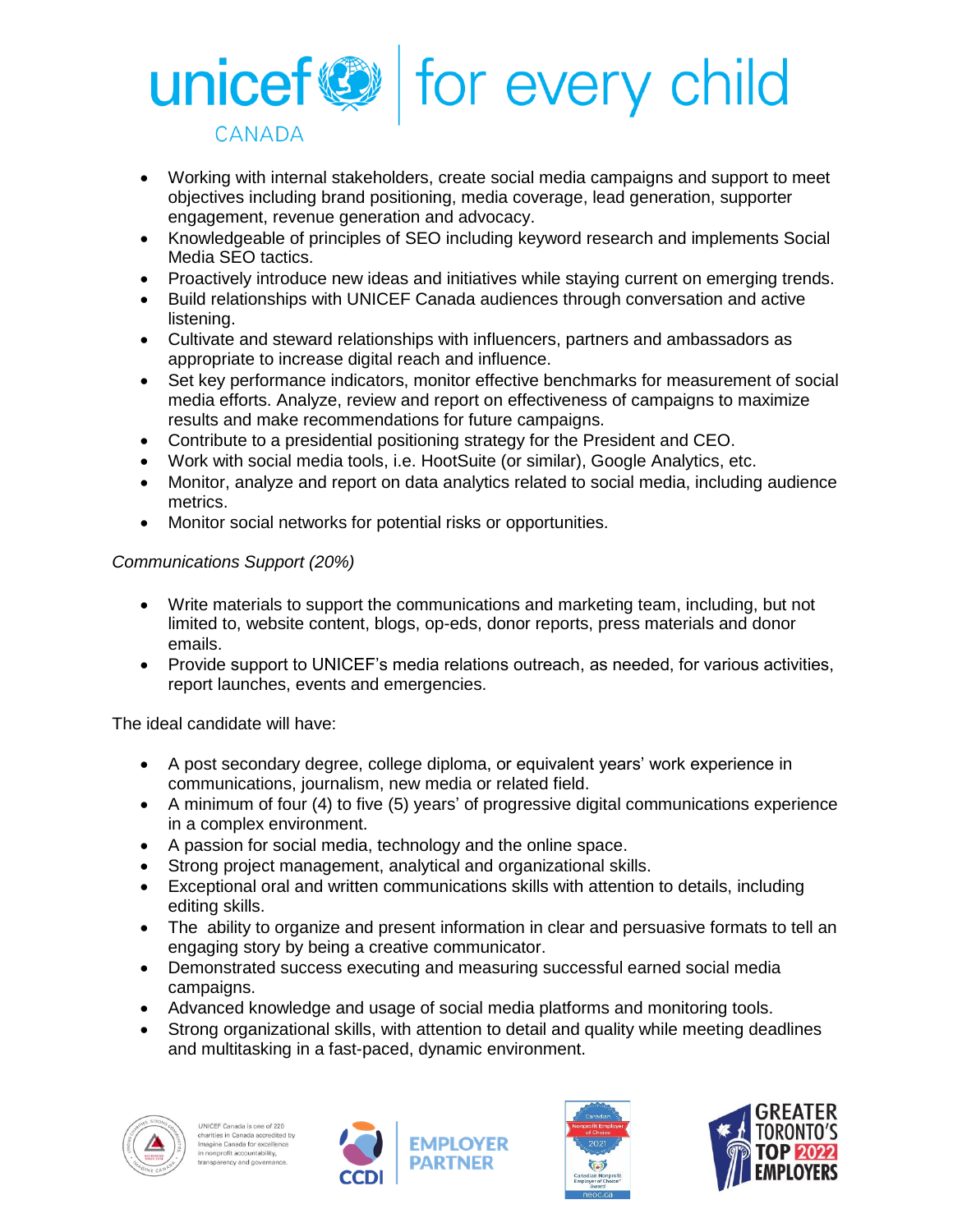- Working with internal stakeholders, create social media campaigns and support to meet objectives including brand positioning, media coverage, lead generation, supporter engagement, revenue generation and advocacy.
- Knowledgeable of principles of SEO including keyword research and implements Social Media SEO tactics.
- Proactively introduce new ideas and initiatives while staying current on emerging trends.
- Build relationships with UNICEF Canada audiences through conversation and active listening.
- Cultivate and steward relationships with influencers, partners and ambassadors as appropriate to increase digital reach and influence.
- Set key performance indicators, monitor effective benchmarks for measurement of social media efforts. Analyze, review and report on effectiveness of campaigns to maximize results and make recommendations for future campaigns.
- Contribute to a presidential positioning strategy for the President and CEO.
- Work with social media tools, i.e. HootSuite (or similar), Google Analytics, etc.
- Monitor, analyze and report on data analytics related to social media, including audience metrics.
- Monitor social networks for potential risks or opportunities.

*Communications Support (20%)*

- Write materials to support the communications and marketing team, including, but not limited to, website content, blogs, op-eds, donor reports, press materials and donor emails.
- Provide support to UNICEF's media relations outreach, as needed, for various activities, report launches, events and emergencies.

The ideal candidate will have:

- A post secondary degree, college diploma, or equivalent years' work experience in communications, journalism, new media or related field.
- A minimum of four (4) to five (5) years' of progressive digital communications experience in a complex environment.
- A passion for social media, technology and the online space.
- Strong project management, analytical and organizational skills.
- Exceptional oral and written communications skills with attention to details, including editing skills.
- The ability to organize and present information in clear and persuasive formats to tell an engaging story by being a creative communicator.
- Demonstrated success executing and measuring successful earned social media campaigns.
- Advanced knowledge and usage of social media platforms and monitoring tools.
- Strong organizational skills, with attention to detail and quality while meeting deadlines and multitasking in a fast-paced, dynamic environment.

UNICEF Canada is one of 220 charities in Canada accredited by Imagine Canada for excellence in nonprofit accountability, transparency and governance.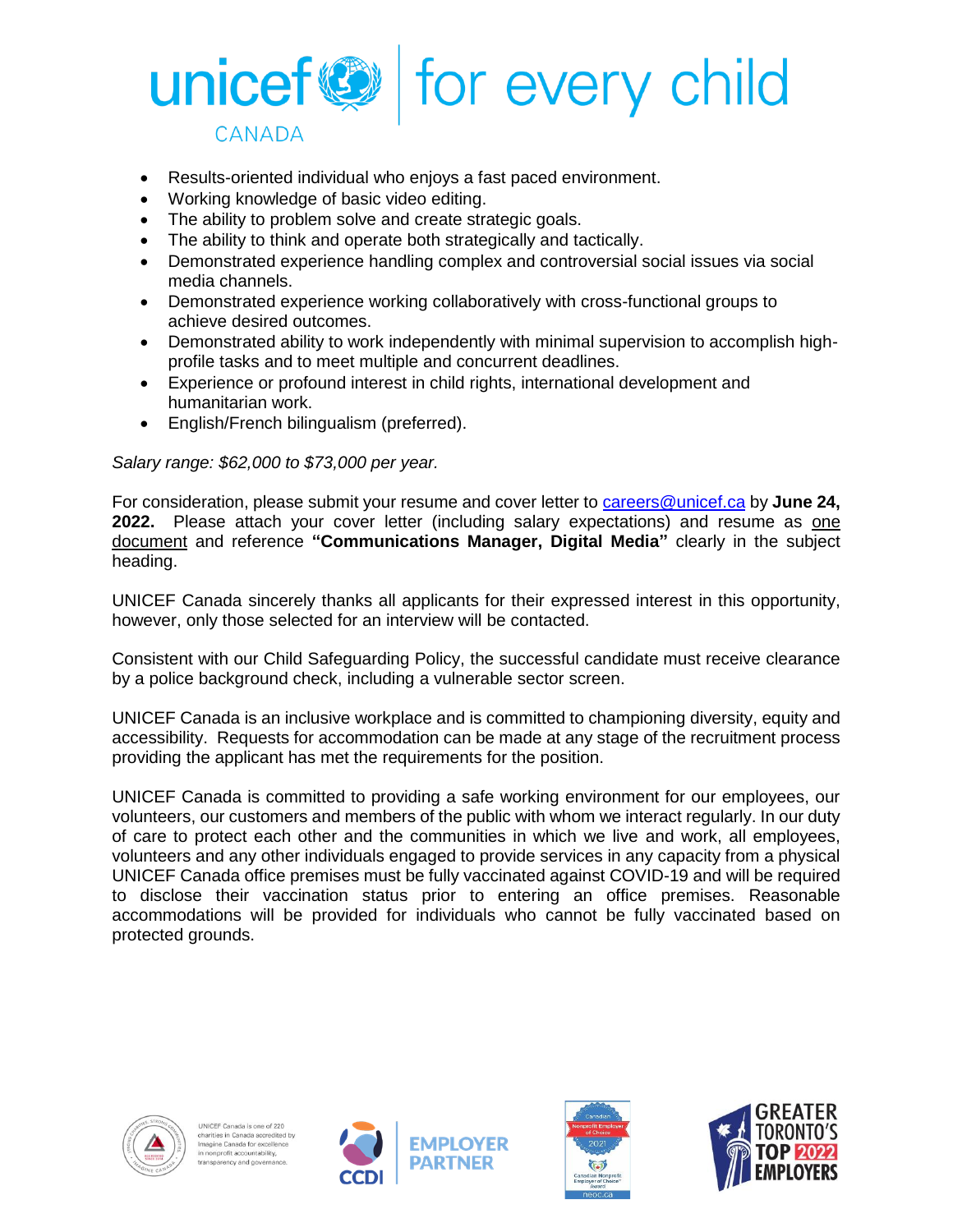- Results-oriented individual who enjoys a fast paced environment.
- Working knowledge of basic video editing.
- The ability to problem solve and create strategic goals.
- The ability to think and operate both strategically and tactically.
- Demonstrated experience handling complex and controversial social issues via social media channels.
- Demonstrated experience working collaboratively with cross-functional groups to achieve desired outcomes.
- Demonstrated ability to work independently with minimal supervision to accomplish high-profile tasks and to meet multiple and concurrent deadlines.
- Experience or profound interest in child rights, international development and humanitarian work.
- English/French bilingualism (preferred).

*Salary range: $62,000 to $73,000 per year.*

For consideration, please submit your resume and cover letter to careers@unicef.ca by **June 24, 2022.** Please attach your cover letter (including salary expectations) and resume as one document and reference **"Communications Manager, Digital Media"** clearly in the subject heading.

UNICEF Canada sincerely thanks all applicants for their expressed interest in this opportunity, however, only those selected for an interview will be contacted.

Consistent with our Child Safeguarding Policy, the successful candidate must receive clearance by a police background check, including a vulnerable sector screen.

UNICEF Canada is an inclusive workplace and is committed to championing diversity, equity and accessibility. Requests for accommodation can be made at any stage of the recruitment process providing the applicant has met the requirements for the position.

UNICEF Canada is committed to providing a safe working environment for our employees, our volunteers, our customers and members of the public with whom we interact regularly. In our duty of care to protect each other and the communities in which we live and work, all employees, volunteers and any other individuals engaged to provide services in any capacity from a physical UNICEF Canada office premises must be fully vaccinated against COVID-19 and will be required to disclose their vaccination status prior to entering an office premises. Reasonable accommodations will be provided for individuals who cannot be fully vaccinated based on protected grounds.

UNICEF Canada is one of 220 charities in Canada accredited by Imagine Canada for excellence in nonprofit accountability, transparency and governance.